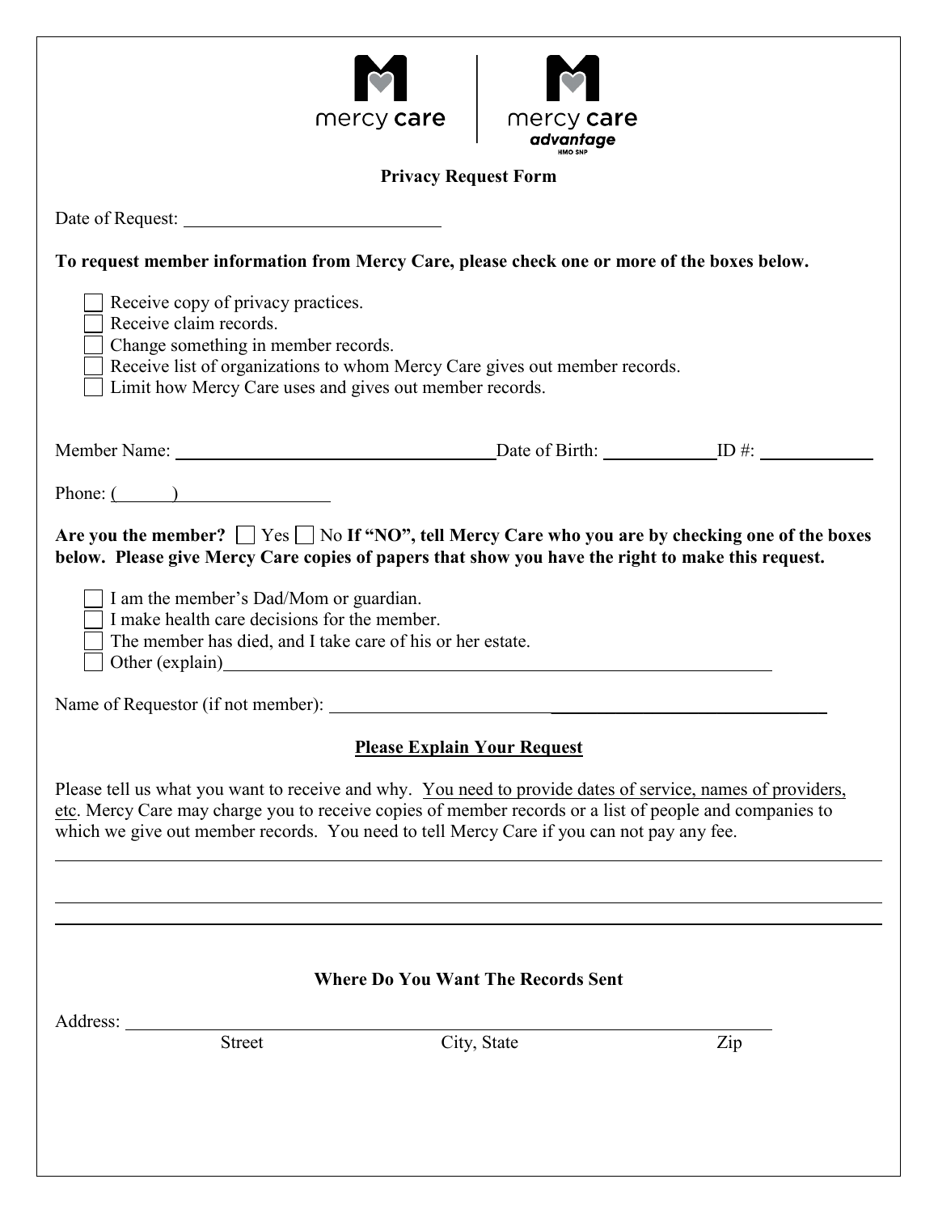mercy care | mercy care advantage HMO SNP

# Privacy Request Form

Date of Request: ____________________________

**To request member information from Mercy Care, please check one or more of the boxes below.**

- ☐ Receive copy of privacy practices.
- ☐ Receive claim records.
- ☐ Change something in member records.
- ☐ Receive list of organizations to whom Mercy Care gives out member records.
- ☐ Limit how Mercy Care uses and gives out member records.

Member Name: ____________________________ Date of Birth: ____________ ID #: ____________

Phone: (______) ________________

**Are you the member?** ☐ Yes ☐ No **If "NO", tell Mercy Care who you are by checking one of the boxes below. Please give Mercy Care copies of papers that show you have the right to make this request.**

- ☐ I am the member's Dad/Mom or guardian.
- ☐ I make health care decisions for the member.
- ☐ The member has died, and I take care of his or her estate.
- ☐ Other (explain)____________________________________________

Name of Requestor (if not member): ____________________________________________

## Please Explain Your Request

Please tell us what you want to receive and why. You need to provide dates of service, names of providers, etc. Mercy Care may charge you to receive copies of member records or a list of people and companies to which we give out member records. You need to tell Mercy Care if you can not pay any fee.

________________________________________________________________________

________________________________________________________________________

________________________________________________________________________

## Where Do You Want The Records Sent

Address: ____________________________________________________________

Street City, State Zip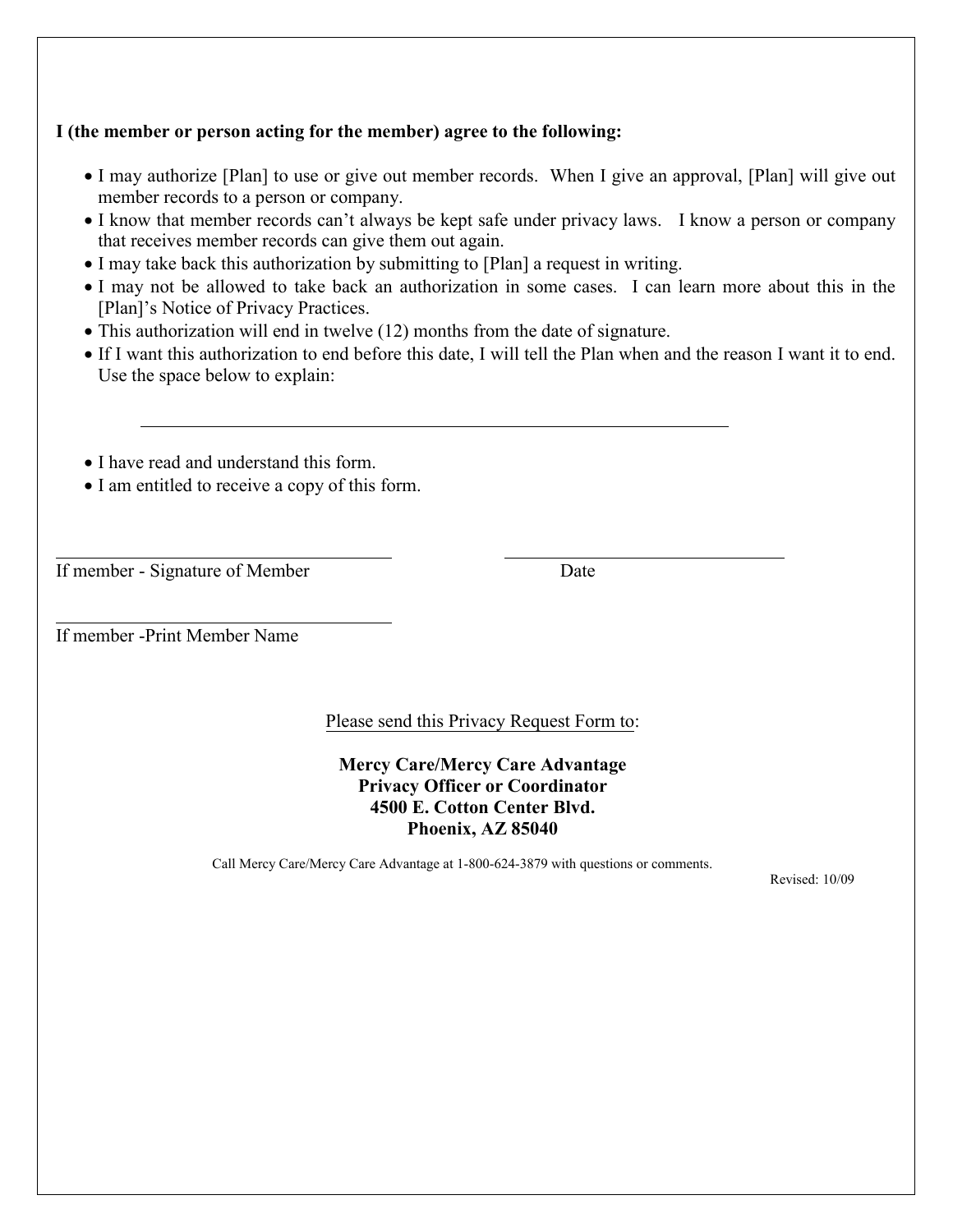**I (the member or person acting for the member) agree to the following:**

- I may authorize [Plan] to use or give out member records. When I give an approval, [Plan] will give out member records to a person or company.
- I know that member records can't always be kept safe under privacy laws. I know a person or company that receives member records can give them out again.
- I may take back this authorization by submitting to [Plan] a request in writing.
- I may not be allowed to take back an authorization in some cases. I can learn more about this in the [Plan]'s Notice of Privacy Practices.
- This authorization will end in twelve (12) months from the date of signature.
- If I want this authorization to end before this date, I will tell the Plan when and the reason I want it to end. Use the space below to explain:

  ______________________________________________________________

- I have read and understand this form.
- I am entitled to receive a copy of this form.

____________________________________ ____________________________________

If member - Signature of Member Date

____________________________________

If member -Print Member Name

Please send this Privacy Request Form to:

**Mercy Care/Mercy Care Advantage**
**Privacy Officer or Coordinator**
**4500 E. Cotton Center Blvd.**
**Phoenix, AZ 85040**

Call Mercy Care/Mercy Care Advantage at 1-800-624-3879 with questions or comments.

Revised: 10/09